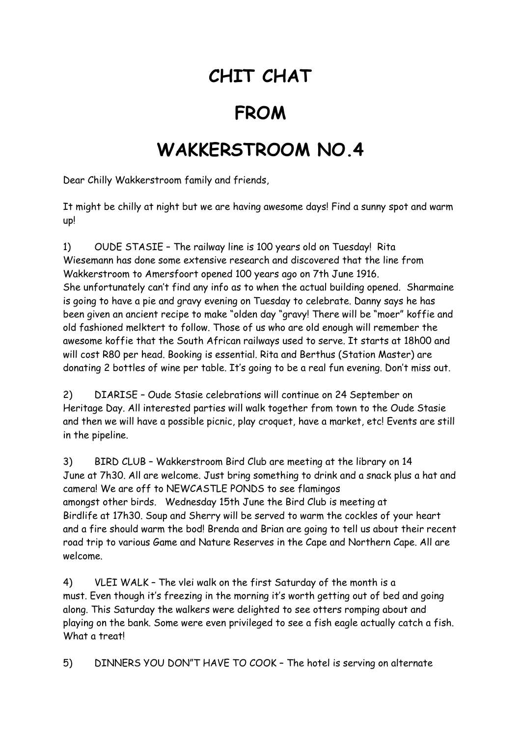# CHIT CHAT

# FROM

# WAKKERSTROOM NO.4

Dear Chilly Wakkerstroom family and friends,

It might be chilly at night but we are having awesome days! Find a sunny spot and warm up!

1) OUDE STASIE – The railway line is 100 years old on Tuesday! Rita Wiesemann has done some extensive research and discovered that the line from Wakkerstroom to Amersfoort opened 100 years ago on 7th June 1916. She unfortunately can't find any info as to when the actual building opened. Sharmaine is going to have a pie and gravy evening on Tuesday to celebrate. Danny says he has been given an ancient recipe to make "olden day "gravy! There will be "moer" koffie and old fashioned melktert to follow. Those of us who are old enough will remember the awesome koffie that the South African railways used to serve. It starts at 18h00 and will cost R80 per head. Booking is essential. Rita and Berthus (Station Master) are donating 2 bottles of wine per table. It's going to be a real fun evening. Don't miss out.

2) DIARISE – Oude Stasie celebrations will continue on 24 September on Heritage Day. All interested parties will walk together from town to the Oude Stasie and then we will have a possible picnic, play croquet, have a market, etc! Events are still in the pipeline.

3) BIRD CLUB – Wakkerstroom Bird Club are meeting at the library on 14 June at 7h30. All are welcome. Just bring something to drink and a snack plus a hat and camera! We are off to NEWCASTLE PONDS to see flamingos amongst other birds. Wednesday 15th June the Bird Club is meeting at Birdlife at 17h30. Soup and Sherry will be served to warm the cockles of your heart and a fire should warm the bod! Brenda and Brian are going to tell us about their recent road trip to various Game and Nature Reserves in the Cape and Northern Cape. All are welcome.

4) VLEI WALK – The vlei walk on the first Saturday of the month is a must. Even though it's freezing in the morning it's worth getting out of bed and going along. This Saturday the walkers were delighted to see otters romping about and playing on the bank. Some were even privileged to see a fish eagle actually catch a fish. What a treat!

5) DINNERS YOU DON"T HAVE TO COOK – The hotel is serving on alternate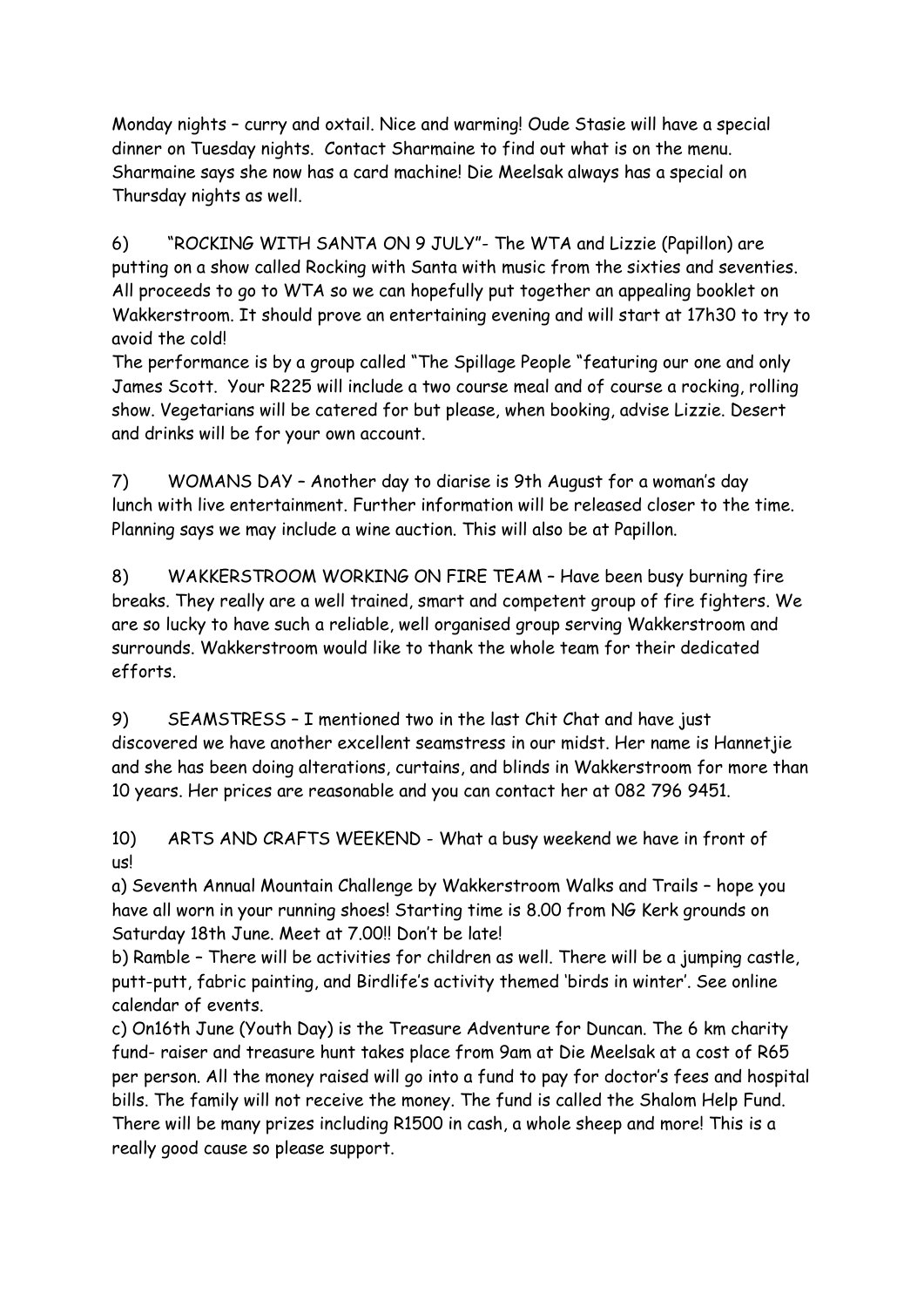Monday nights – curry and oxtail. Nice and warming! Oude Stasie will have a special dinner on Tuesday nights. Contact Sharmaine to find out what is on the menu. Sharmaine says she now has a card machine! Die Meelsak always has a special on Thursday nights as well.

6) "ROCKING WITH SANTA ON 9 JULY"- The WTA and Lizzie (Papillon) are putting on a show called Rocking with Santa with music from the sixties and seventies. All proceeds to go to WTA so we can hopefully put together an appealing booklet on Wakkerstroom. It should prove an entertaining evening and will start at 17h30 to try to avoid the cold!
The performance is by a group called "The Spillage People "featuring our one and only James Scott. Your R225 will include a two course meal and of course a rocking, rolling show. Vegetarians will be catered for but please, when booking, advise Lizzie. Desert and drinks will be for your own account.

7) WOMANS DAY – Another day to diarise is 9th August for a woman's day lunch with live entertainment. Further information will be released closer to the time. Planning says we may include a wine auction. This will also be at Papillon.

8) WAKKERSTROOM WORKING ON FIRE TEAM – Have been busy burning fire breaks. They really are a well trained, smart and competent group of fire fighters. We are so lucky to have such a reliable, well organised group serving Wakkerstroom and surrounds. Wakkerstroom would like to thank the whole team for their dedicated efforts.

9) SEAMSTRESS – I mentioned two in the last Chit Chat and have just discovered we have another excellent seamstress in our midst. Her name is Hannetjie and she has been doing alterations, curtains, and blinds in Wakkerstroom for more than 10 years. Her prices are reasonable and you can contact her at 082 796 9451.

10) ARTS AND CRAFTS WEEKEND - What a busy weekend we have in front of us!
a) Seventh Annual Mountain Challenge by Wakkerstroom Walks and Trails – hope you have all worn in your running shoes! Starting time is 8.00 from NG Kerk grounds on Saturday 18th June. Meet at 7.00!! Don't be late!
b) Ramble – There will be activities for children as well. There will be a jumping castle, putt-putt, fabric painting, and Birdlife's activity themed 'birds in winter'. See online calendar of events.
c) On16th June (Youth Day) is the Treasure Adventure for Duncan. The 6 km charity fund- raiser and treasure hunt takes place from 9am at Die Meelsak at a cost of R65 per person. All the money raised will go into a fund to pay for doctor's fees and hospital bills. The family will not receive the money. The fund is called the Shalom Help Fund. There will be many prizes including R1500 in cash, a whole sheep and more! This is a really good cause so please support.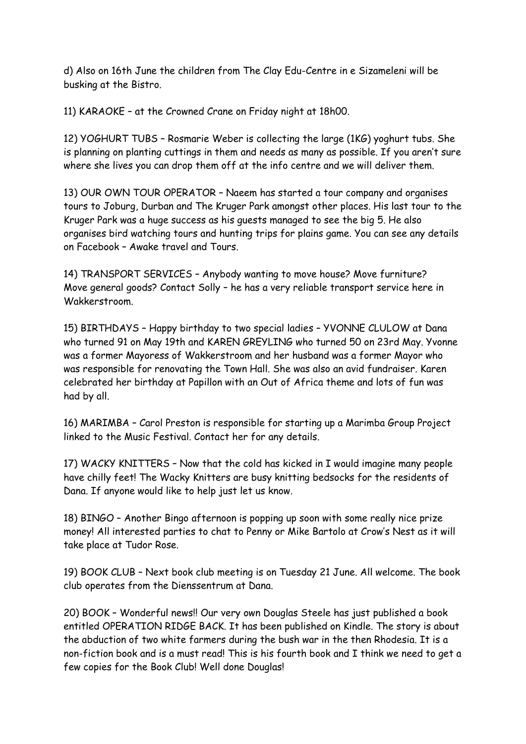d) Also on 16th June the children from The Clay Edu-Centre in e Sizameleni will be busking at the Bistro.

11) KARAOKE – at the Crowned Crane on Friday night at 18h00.

12) YOGHURT TUBS – Rosmarie Weber is collecting the large (1KG) yoghurt tubs. She is planning on planting cuttings in them and needs as many as possible. If you aren't sure where she lives you can drop them off at the info centre and we will deliver them.

13) OUR OWN TOUR OPERATOR – Naeem has started a tour company and organises tours to Joburg, Durban and The Kruger Park amongst other places. His last tour to the Kruger Park was a huge success as his guests managed to see the big 5. He also organises bird watching tours and hunting trips for plains game. You can see any details on Facebook – Awake travel and Tours.

14) TRANSPORT SERVICES – Anybody wanting to move house? Move furniture? Move general goods? Contact Solly – he has a very reliable transport service here in Wakkerstroom.

15) BIRTHDAYS – Happy birthday to two special ladies – YVONNE CLULOW at Dana who turned 91 on May 19th and KAREN GREYLING who turned 50 on 23rd May. Yvonne was a former Mayoress of Wakkerstroom and her husband was a former Mayor who was responsible for renovating the Town Hall. She was also an avid fundraiser. Karen celebrated her birthday at Papillon with an Out of Africa theme and lots of fun was had by all.

16) MARIMBA – Carol Preston is responsible for starting up a Marimba Group Project linked to the Music Festival. Contact her for any details.

17) WACKY KNITTERS – Now that the cold has kicked in I would imagine many people have chilly feet! The Wacky Knitters are busy knitting bedsocks for the residents of Dana. If anyone would like to help just let us know.

18) BINGO – Another Bingo afternoon is popping up soon with some really nice prize money! All interested parties to chat to Penny or Mike Bartolo at Crow's Nest as it will take place at Tudor Rose.

19) BOOK CLUB – Next book club meeting is on Tuesday 21 June. All welcome. The book club operates from the Dienssentrum at Dana.

20) BOOK – Wonderful news!! Our very own Douglas Steele has just published a book entitled OPERATION RIDGE BACK. It has been published on Kindle. The story is about the abduction of two white farmers during the bush war in the then Rhodesia. It is a non-fiction book and is a must read! This is his fourth book and I think we need to get a few copies for the Book Club! Well done Douglas!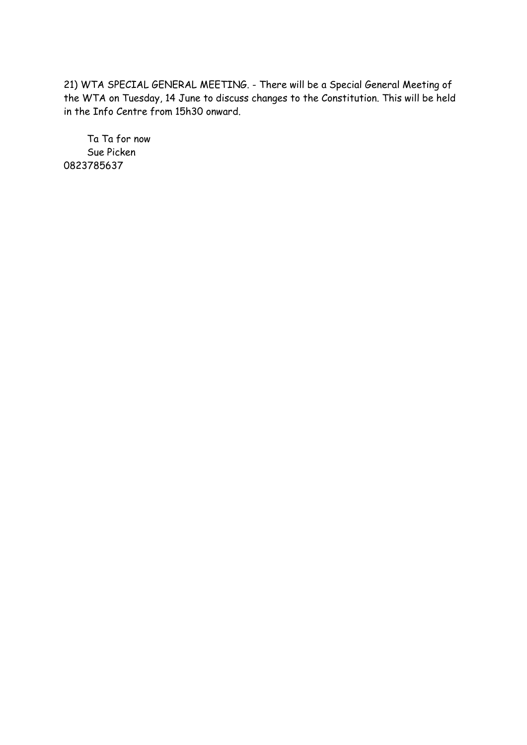21) WTA SPECIAL GENERAL MEETING. - There will be a Special General Meeting of the WTA on Tuesday, 14 June to discuss changes to the Constitution. This will be held in the Info Centre from 15h30 onward.

Ta Ta for now
Sue Picken
0823785637